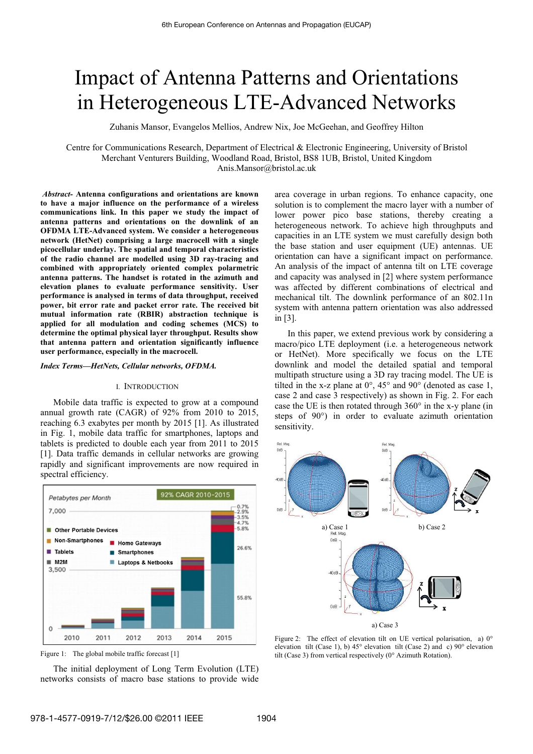# Impact of Antenna Patterns and Orientations in Heterogeneous LTE-Advanced Networks

Zuhanis Mansor, Evangelos Mellios, Andrew Nix, Joe McGeehan, and Geoffrey Hilton

Centre for Communications Research, Department of Electrical & Electronic Engineering, University of Bristol
Merchant Venturers Building, Woodland Road, Bristol, BS8 1UB, Bristol, United Kingdom
Anis.Mansor@bristol.ac.uk

***Abstract-* Antenna configurations and orientations are known to have a major influence on the performance of a wireless communications link. In this paper we study the impact of antenna patterns and orientations on the downlink of an OFDMA LTE-Advanced system. We consider a heterogeneous network (HetNet) comprising a large macrocell with a single picocellular underlay. The spatial and temporal characteristics of the radio channel are modelled using 3D ray-tracing and combined with appropriately oriented complex polarmetric antenna patterns. The handset is rotated in the azimuth and elevation planes to evaluate performance sensitivity. User performance is analysed in terms of data throughput, received power, bit error rate and packet error rate. The received bit mutual information rate (RBIR) abstraction technique is applied for all modulation and coding schemes (MCS) to determine the optimal physical layer throughput. Results show that antenna pattern and orientation significantly influence user performance, especially in the macrocell.**

***Index Terms*—*HetNets, Cellular networks, OFDMA.***

## I. Introduction

Mobile data traffic is expected to grow at a compound annual growth rate (CAGR) of 92% from 2010 to 2015, reaching 6.3 exabytes per month by 2015 [1]. As illustrated in Fig. 1, mobile data traffic for smartphones, laptops and tablets is predicted to double each year from 2011 to 2015 [1]. Data traffic demands in cellular networks are growing rapidly and significant improvements are now required in spectral efficiency.

Figure 1: The global mobile traffic forecast [1]

The initial deployment of Long Term Evolution (LTE) networks consists of macro base stations to provide wide area coverage in urban regions. To enhance capacity, one solution is to complement the macro layer with a number of lower power pico base stations, thereby creating a heterogeneous network. To achieve high throughputs and capacities in an LTE system we must carefully design both the base station and user equipment (UE) antennas. UE orientation can have a significant impact on performance. An analysis of the impact of antenna tilt on LTE coverage and capacity was analysed in [2] where system performance was affected by different combinations of electrical and mechanical tilt. The downlink performance of an 802.11n system with antenna pattern orientation was also addressed in [3].

In this paper, we extend previous work by considering a macro/pico LTE deployment (i.e. a heterogeneous network or HetNet). More specifically we focus on the LTE downlink and model the detailed spatial and temporal multipath structure using a 3D ray tracing model. The UE is tilted in the x-z plane at 0°, 45° and 90° (denoted as case 1, case 2 and case 3 respectively) as shown in Fig. 2. For each case the UE is then rotated through 360° in the x-y plane (in steps of 90°) in order to evaluate azimuth orientation sensitivity.

Figure 2: The effect of elevation tilt on UE vertical polarisation, a) 0° elevation tilt (Case 1), b) 45° elevation tilt (Case 2) and c) 90° elevation tilt (Case 3) from vertical respectively (0° Azimuth Rotation).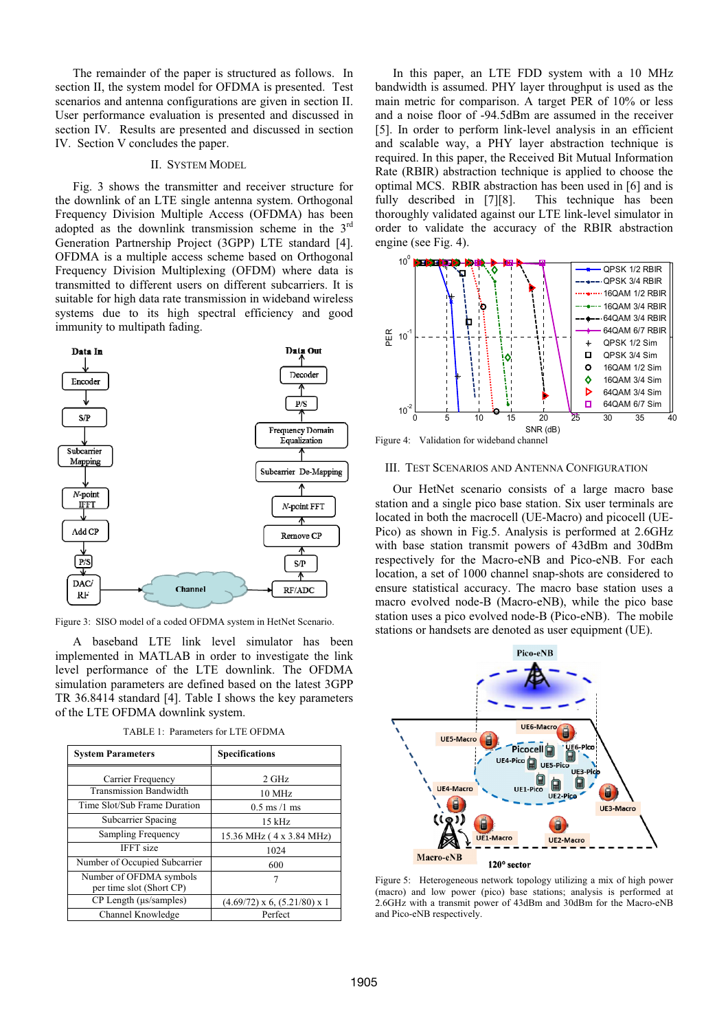The remainder of the paper is structured as follows. In section II, the system model for OFDMA is presented. Test scenarios and antenna configurations are given in section II. User performance evaluation is presented and discussed in section IV. Results are presented and discussed in section IV. Section V concludes the paper.

## II. SYSTEM MODEL

Fig. 3 shows the transmitter and receiver structure for the downlink of an LTE single antenna system. Orthogonal Frequency Division Multiple Access (OFDMA) has been adopted as the downlink transmission scheme in the 3rd Generation Partnership Project (3GPP) LTE standard [4]. OFDMA is a multiple access scheme based on Orthogonal Frequency Division Multiplexing (OFDM) where data is transmitted to different users on different subcarriers. It is suitable for high data rate transmission in wideband wireless systems due to its high spectral efficiency and good immunity to multipath fading.

Figure 3: SISO model of a coded OFDMA system in HetNet Scenario.

A baseband LTE link level simulator has been implemented in MATLAB in order to investigate the link level performance of the LTE downlink. The OFDMA simulation parameters are defined based on the latest 3GPP TR 36.8414 standard [4]. Table I shows the key parameters of the LTE OFDMA downlink system.

TABLE 1: Parameters for LTE OFDMA

| System Parameters | Specifications |
|---|---|
| Carrier Frequency | 2 GHz |
| Transmission Bandwidth | 10 MHz |
| Time Slot/Sub Frame Duration | 0.5 ms /1 ms |
| Subcarrier Spacing | 15 kHz |
| Sampling Frequency | 15.36 MHz ( 4 x 3.84 MHz) |
| IFFT size | 1024 |
| Number of Occupied Subcarrier | 600 |
| Number of OFDMA symbols per time slot (Short CP) | 7 |
| CP Length (μs/samples) | (4.69/72) x 6, (5.21/80) x 1 |
| Channel Knowledge | Perfect |

In this paper, an LTE FDD system with a 10 MHz bandwidth is assumed. PHY layer throughput is used as the main metric for comparison. A target PER of 10% or less and a noise floor of -94.5dBm are assumed in the receiver [5]. In order to perform link-level analysis in an efficient and scalable way, a PHY layer abstraction technique is required. In this paper, the Received Bit Mutual Information Rate (RBIR) abstraction technique is applied to choose the optimal MCS. RBIR abstraction has been used in [6] and is fully described in [7][8]. This technique has been thoroughly validated against our LTE link-level simulator in order to validate the accuracy of the RBIR abstraction engine (see Fig. 4).

Figure 4: Validation for wideband channel

## III. TEST SCENARIOS AND ANTENNA CONFIGURATION

Our HetNet scenario consists of a large macro base station and a single pico base station. Six user terminals are located in both the macrocell (UE-Macro) and picocell (UE-Pico) as shown in Fig.5. Analysis is performed at 2.6GHz with base station transmit powers of 43dBm and 30dBm respectively for the Macro-eNB and Pico-eNB. For each location, a set of 1000 channel snap-shots are considered to ensure statistical accuracy. The macro base station uses a macro evolved node-B (Macro-eNB), while the pico base station uses a pico evolved node-B (Pico-eNB). The mobile stations or handsets are denoted as user equipment (UE).

Figure 5: Heterogeneous network topology utilizing a mix of high power (macro) and low power (pico) base stations; analysis is performed at 2.6GHz with a transmit power of 43dBm and 30dBm for the Macro-eNB and Pico-eNB respectively.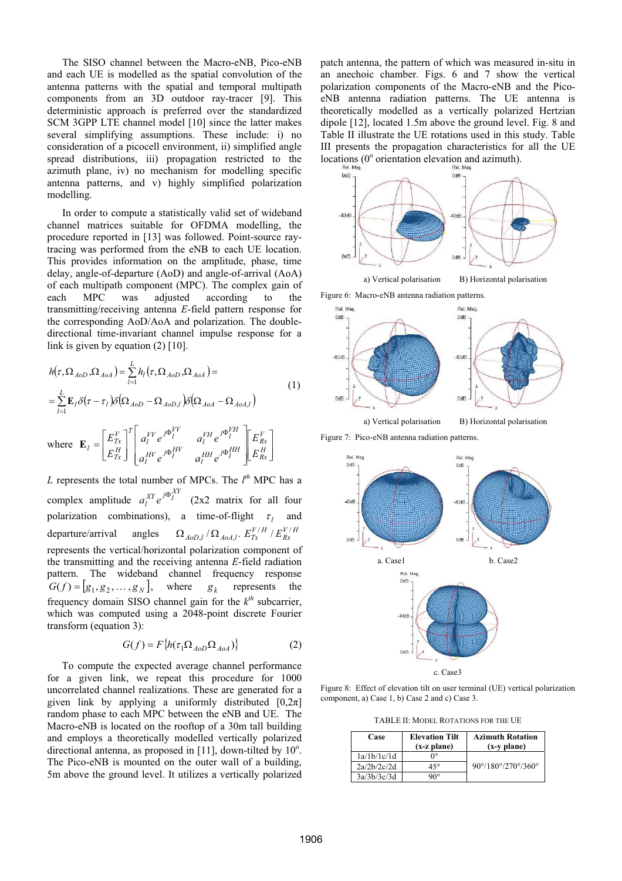The SISO channel between the Macro-eNB, Pico-eNB and each UE is modelled as the spatial convolution of the antenna patterns with the spatial and temporal multipath components from an 3D outdoor ray-tracer [9]. This deterministic approach is preferred over the standardized SCM 3GPP LTE channel model [10] since the latter makes several simplifying assumptions. These include: i) no consideration of a picocell environment, ii) simplified angle spread distributions, iii) propagation restricted to the azimuth plane, iv) no mechanism for modelling specific antenna patterns, and v) highly simplified polarization modelling.

In order to compute a statistically valid set of wideband channel matrices suitable for OFDMA modelling, the procedure reported in [13] was followed. Point-source ray-tracing was performed from the eNB to each UE location. This provides information on the amplitude, phase, time delay, angle-of-departure (AoD) and angle-of-arrival (AoA) of each multipath component (MPC). The complex gain of each MPC was adjusted according to the transmitting/receiving antenna *E*-field pattern response for the corresponding AoD/AoA and polarization. The double-directional time-invariant channel impulse response for a link is given by equation (2) [10].

$$
\begin{aligned}
h(\tau,\Omega_{AoD},\Omega_{AoA}) &= \sum_{l=1}^{L} h_l(\tau,\Omega_{AoD},\Omega_{AoA}) = \\
&= \sum_{l=1}^{L} \mathbf{E}_l \,\delta(\tau-\tau_l)\,\delta(\Omega_{AoD}-\Omega_{AoD,l})\,\delta(\Omega_{AoA}-\Omega_{AoA,l})
\end{aligned}
\tag{1}
$$

where $\mathbf{E}_l = \begin{bmatrix} E_{Tx}^{V} \\ E_{Tx}^{H} \end{bmatrix}^T \begin{bmatrix} a_l^{VV} e^{j\Phi_l^{VV}} & a_l^{VH} e^{j\Phi_l^{VH}} \\ a_l^{HV} e^{j\Phi_l^{HV}} & a_l^{HH} e^{j\Phi_l^{HH}} \end{bmatrix} \begin{bmatrix} E_{Rx}^{V} \\ E_{Rx}^{H} \end{bmatrix}$

$L$ represents the total number of MPCs. The $l^{th}$ MPC has a complex amplitude $a_l^{XY} e^{j\Phi_l^{XY}}$ (2x2 matrix for all four polarization combinations), a time-of-flight $\tau_l$ and departure/arrival angles $\Omega_{AoD,l}/\Omega_{AoA,l}$. $E_{Tx}^{V/H}/E_{Rx}^{V/H}$ represents the vertical/horizontal polarization component of the transmitting and the receiving antenna *E*-field radiation pattern. The wideband channel frequency response $G(f)=[g_1,g_2,\ldots,g_N]$, where $g_k$ represents the frequency domain SISO channel gain for the $k^{th}$ subcarrier, which was computed using a 2048-point discrete Fourier transform (equation 3):

$$
G(f) = F\{h(\tau_1 \Omega_{AoD} \Omega_{AoA})\} \tag{2}
$$

To compute the expected average channel performance for a given link, we repeat this procedure for 1000 uncorrelated channel realizations. These are generated for a given link by applying a uniformly distributed $[0,2\pi]$ random phase to each MPC between the eNB and UE. The Macro-eNB is located on the rooftop of a 30m tall building and employs a theoretically modelled vertically polarized directional antenna, as proposed in [11], down-tilted by 10°. The Pico-eNB is mounted on the outer wall of a building, 5m above the ground level. It utilizes a vertically polarized patch antenna, the pattern of which was measured in-situ in an anechoic chamber. Figs. 6 and 7 show the vertical polarization components of the Macro-eNB and the Pico-eNB antenna radiation patterns. The UE antenna is theoretically modelled as a vertically polarized Hertzian dipole [12], located 1.5m above the ground level. Fig. 8 and Table II illustrate the UE rotations used in this study. Table III presents the propagation characteristics for all the UE locations (0° orientation elevation and azimuth).

a) Vertical polarisation B) Horizontal polarisation

Figure 6: Macro-eNB antenna radiation patterns.

a) Vertical polarisation B) Horizontal polarisation

Figure 7: Pico-eNB antenna radiation patterns.

a. Case1 b. Case2 c. Case3

Figure 8: Effect of elevation tilt on user terminal (UE) vertical polarization component, a) Case 1, b) Case 2 and c) Case 3.

TABLE II: MODEL ROTATIONS FOR THE UE

| Case | Elevation Tilt (x-z plane) | Azimuth Rotation (x-y plane) |
|---|---|---|
| 1a/1b/1c/1d | 0° | 90°/180°/270°/360° |
| 2a/2b/2c/2d | 45° | |
| 3a/3b/3c/3d | 90° | |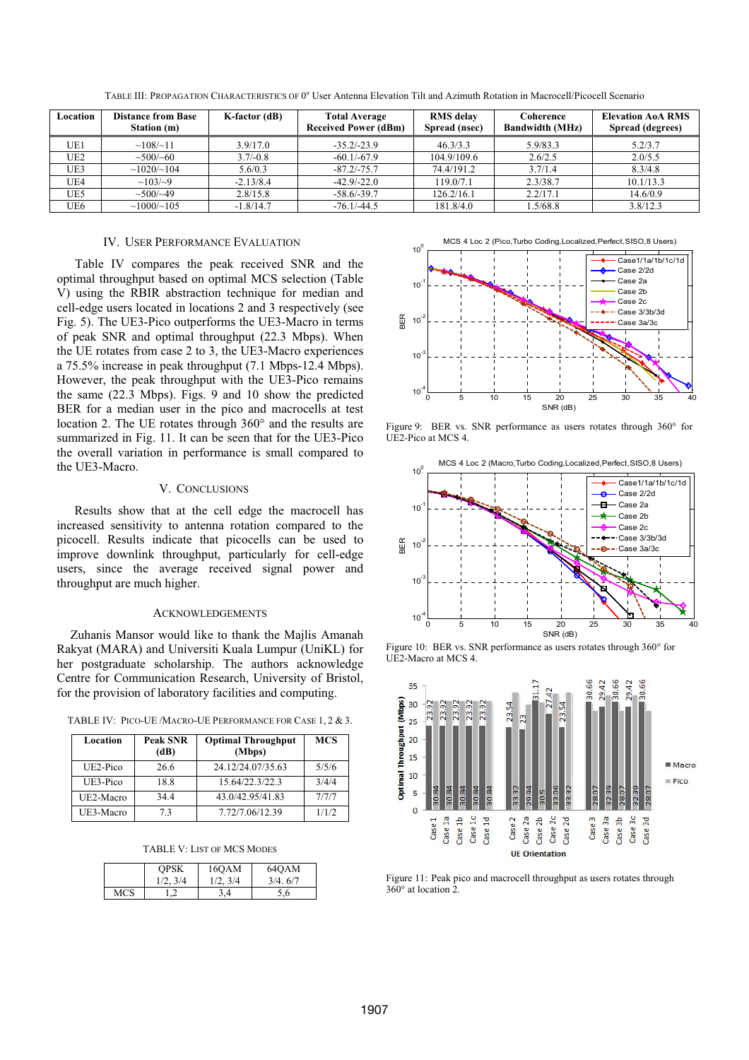TABLE III: PROPAGATION CHARACTERISTICS OF 0° USER ANTENNA ELEVATION TILT AND AZIMUTH ROTATION IN MACROCELL/PICOCELL SCENARIO

| Location | Distance from Base Station (m) | K-factor (dB) | Total Average Received Power (dBm) | RMS delay Spread (nsec) | Coherence Bandwidth (MHz) | Elevation AoA RMS Spread (degrees) |
|---|---|---|---|---|---|---|
| UE1 | ~108/~11 | 3.9/17.0 | -35.2/-23.9 | 46.3/3.3 | 5.9/83.3 | 5.2/3.7 |
| UE2 | ~500/~60 | 3.7/-0.8 | -60.1/-67.9 | 104.9/109.6 | 2.6/2.5 | 2.0/5.5 |
| UE3 | ~1020/~104 | 5.6/0.3 | -87.2/-75.7 | 74.4/191.2 | 3.7/1.4 | 8.3/4.8 |
| UE4 | ~103/~9 | -2.13/8.4 | -42.9/-22.0 | 119.0/7.1 | 2.3/38.7 | 10.1/13.3 |
| UE5 | ~500/~49 | 2.8/15.8 | -58.6/-39.7 | 126.2/16.1 | 2.2/17.1 | 14.6/0.9 |
| UE6 | ~1000/~105 | -1.8/14.7 | -76.1/-44.5 | 181.8/4.0 | 1.5/68.8 | 3.8/12.3 |

## IV. USER PERFORMANCE EVALUATION

Table IV compares the peak received SNR and the optimal throughput based on optimal MCS selection (Table V) using the RBIR abstraction technique for median and cell-edge users located in locations 2 and 3 respectively (see Fig. 5). The UE3-Pico outperforms the UE3-Macro in terms of peak SNR and optimal throughput (22.3 Mbps). When the UE rotates from case 2 to 3, the UE3-Macro experiences a 75.5% increase in peak throughput (7.1 Mbps-12.4 Mbps). However, the peak throughput with the UE3-Pico remains the same (22.3 Mbps). Figs. 9 and 10 show the predicted BER for a median user in the pico and macrocells at test location 2. The UE rotates through 360° and the results are summarized in Fig. 11. It can be seen that for the UE3-Pico the overall variation in performance is small compared to the UE3-Macro.

## V. CONCLUSIONS

Results show that at the cell edge the macrocell has increased sensitivity to antenna rotation compared to the picocell. Results indicate that picocells can be used to improve downlink throughput, particularly for cell-edge users, since the average received signal power and throughput are much higher.

## ACKNOWLEDGEMENTS

Zuhanis Mansor would like to thank the Majlis Amanah Rakyat (MARA) and Universiti Kuala Lumpur (UniKL) for her postgraduate scholarship. The authors acknowledge Centre for Communication Research, University of Bristol, for the provision of laboratory facilities and computing.

TABLE IV: PICO-UE /MACRO-UE PERFORMANCE FOR CASE 1, 2 & 3.

| Location | Peak SNR (dB) | Optimal Throughput (Mbps) | MCS |
|---|---|---|---|
| UE2-Pico | 26.6 | 24.12/24.07/35.63 | 5/5/6 |
| UE3-Pico | 18.8 | 15.64/22.3/22.3 | 3/4/4 |
| UE2-Macro | 34.4 | 43.0/42.95/41.83 | 7/7/7 |
| UE3-Macro | 7.3 | 7.72/7.06/12.39 | 1/1/2 |

TABLE V: LIST OF MCS MODES

| | QPSK 1/2, 3/4 | 16QAM 1/2, 3/4 | 64QAM 3/4. 6/7 |
|---|---|---|---|
| MCS | 1,2 | 3,4 | 5,6 |

Figure 9: BER vs. SNR performance as users rotates through 360° for UE2-Pico at MCS 4.

Figure 10: BER vs. SNR performance as users rotates through 360° for UE2-Macro at MCS 4.

Figure 11: Peak pico and macrocell throughput as users rotates through 360° at location 2.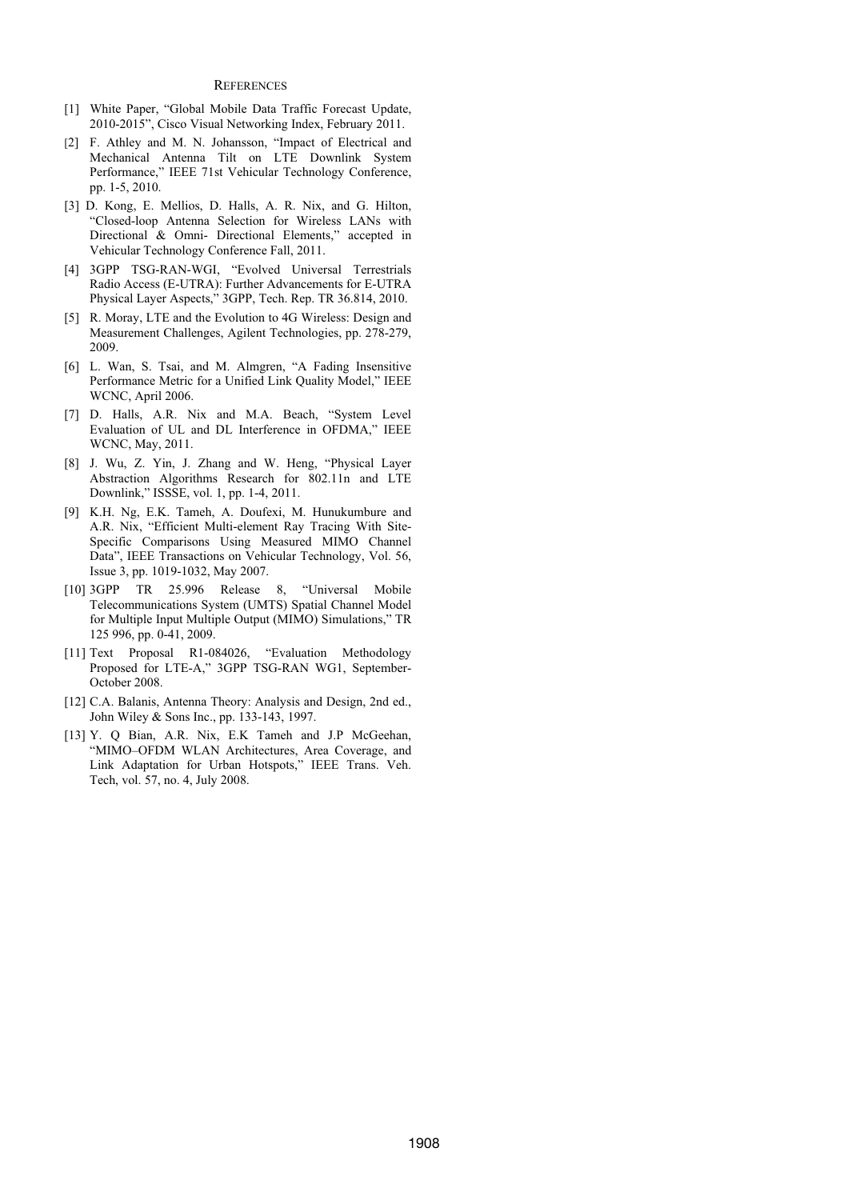## REFERENCES

[1] White Paper, “Global Mobile Data Traffic Forecast Update, 2010-2015”, Cisco Visual Networking Index, February 2011.

[2] F. Athley and M. N. Johansson, “Impact of Electrical and Mechanical Antenna Tilt on LTE Downlink System Performance,” IEEE 71st Vehicular Technology Conference, pp. 1-5, 2010.

[3] D. Kong, E. Mellios, D. Halls, A. R. Nix, and G. Hilton, “Closed-loop Antenna Selection for Wireless LANs with Directional & Omni- Directional Elements,” accepted in Vehicular Technology Conference Fall, 2011.

[4] 3GPP TSG-RAN-WGI, “Evolved Universal Terrestrials Radio Access (E-UTRA): Further Advancements for E-UTRA Physical Layer Aspects,” 3GPP, Tech. Rep. TR 36.814, 2010.

[5] R. Moray, LTE and the Evolution to 4G Wireless: Design and Measurement Challenges, Agilent Technologies, pp. 278-279, 2009.

[6] L. Wan, S. Tsai, and M. Almgren, “A Fading Insensitive Performance Metric for a Unified Link Quality Model,” IEEE WCNC, April 2006.

[7] D. Halls, A.R. Nix and M.A. Beach, “System Level Evaluation of UL and DL Interference in OFDMA,” IEEE WCNC, May, 2011.

[8] J. Wu, Z. Yin, J. Zhang and W. Heng, “Physical Layer Abstraction Algorithms Research for 802.11n and LTE Downlink,” ISSSE, vol. 1, pp. 1-4, 2011.

[9] K.H. Ng, E.K. Tameh, A. Doufexi, M. Hunukumbure and A.R. Nix, “Efficient Multi-element Ray Tracing With Site-Specific Comparisons Using Measured MIMO Channel Data”, IEEE Transactions on Vehicular Technology, Vol. 56, Issue 3, pp. 1019-1032, May 2007.

[10] 3GPP TR 25.996 Release 8, “Universal Mobile Telecommunications System (UMTS) Spatial Channel Model for Multiple Input Multiple Output (MIMO) Simulations,” TR 125 996, pp. 0-41, 2009.

[11] Text Proposal R1-084026, “Evaluation Methodology Proposed for LTE-A,” 3GPP TSG-RAN WG1, September-October 2008.

[12] C.A. Balanis, Antenna Theory: Analysis and Design, 2nd ed., John Wiley & Sons Inc., pp. 133-143, 1997.

[13] Y. Q Bian, A.R. Nix, E.K Tameh and J.P McGeehan, “MIMO–OFDM WLAN Architectures, Area Coverage, and Link Adaptation for Urban Hotspots,” IEEE Trans. Veh. Tech, vol. 57, no. 4, July 2008.